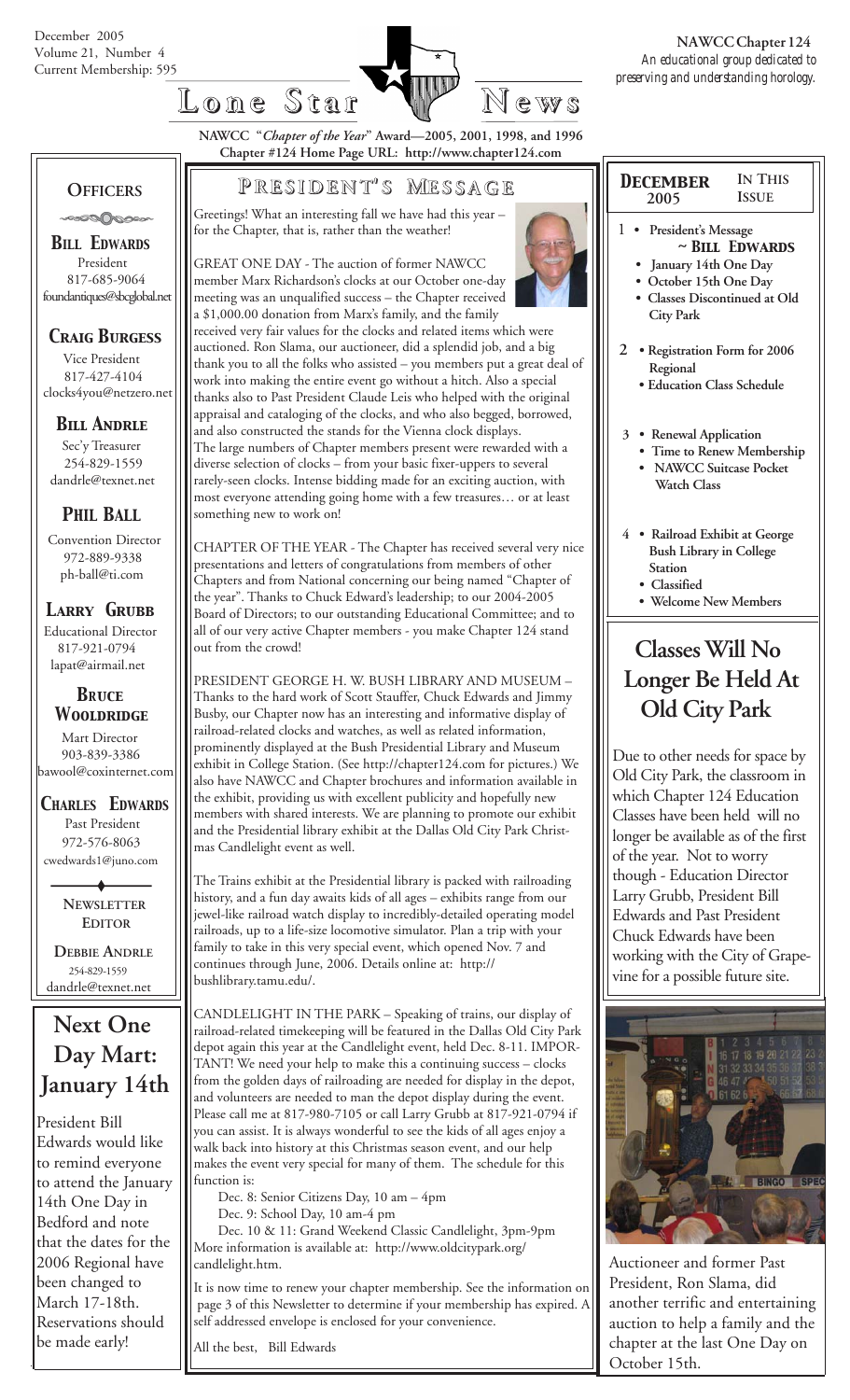December 2005
Volume 21, Number 4
Current Membership: 595

# Lone Star News

**NAWCC Chapter 124**
*An educational group dedicated to preserving and understanding horology.*

**NAWCC "*Chapter of the Year*" Award—2005, 2001, 1998, and 1996**
**Chapter #124 Home Page URL: http://www.chapter124.com**

## Officers

**Bill Edwards**
President
817-685-9064
foundantiques@sbcglobal.net

**Craig Burgess**
Vice President
817-427-4104
clocks4you@netzero.net

**Bill Andrle**
Sec'y Treasurer
254-829-1559
dandrle@texnet.net

**Phil Ball**
Convention Director
972-889-9338
ph-ball@ti.com

**Larry Grubb**
Educational Director
817-921-0794
lapat@airmail.net

**Bruce Wooldridge**
Mart Director
903-839-3386
bawool@coxinternet.com

**Charles Edwards**
Past President
972-576-8063
cwedwards1@juno.com

**Newsletter Editor**

**Debbie Andrle**
254-829-1559
dandrle@texnet.net

## Next One Day Mart: January 14th

President Bill Edwards would like to remind everyone to attend the January 14th One Day in Bedford and note that the dates for the 2006 Regional have been changed to March 17-18th. Reservations should be made early!

## President's Message

Greetings! What an interesting fall we have had this year – for the Chapter, that is, rather than the weather!

GREAT ONE DAY - The auction of former NAWCC member Marx Richardson's clocks at our October one-day meeting was an unqualified success – the Chapter received a $1,000.00 donation from Marx's family, and the family received very fair values for the clocks and related items which were auctioned. Ron Slama, our auctioneer, did a splendid job, and a big thank you to all the folks who assisted – you members put a great deal of work into making the entire event go without a hitch. Also a special thanks also to Past President Claude Leis who helped with the original appraisal and cataloging of the clocks, and who also begged, borrowed, and also constructed the stands for the Vienna clock displays. The large numbers of Chapter members present were rewarded with a diverse selection of clocks – from your basic fixer-uppers to several rarely-seen clocks. Intense bidding made for an exciting auction, with most everyone attending going home with a few treasures… or at least something new to work on!

CHAPTER OF THE YEAR - The Chapter has received several very nice presentations and letters of congratulations from members of other Chapters and from National concerning our being named "Chapter of the year". Thanks to Chuck Edward's leadership; to our 2004-2005 Board of Directors; to our outstanding Educational Committee; and to all of our very active Chapter members - you make Chapter 124 stand out from the crowd!

PRESIDENT GEORGE H. W. BUSH LIBRARY AND MUSEUM – Thanks to the hard work of Scott Stauffer, Chuck Edwards and Jimmy Busby, our Chapter now has an interesting and informative display of railroad-related clocks and watches, as well as related information, prominently displayed at the Bush Presidential Library and Museum exhibit in College Station. (See http://chapter124.com for pictures.) We also have NAWCC and Chapter brochures and information available in the exhibit, providing us with excellent publicity and hopefully new members with shared interests. We are planning to promote our exhibit and the Presidential library exhibit at the Dallas Old City Park Christmas Candlelight event as well.

The Trains exhibit at the Presidential library is packed with railroading history, and a fun day awaits kids of all ages – exhibits range from our jewel-like railroad watch display to incredibly-detailed operating model railroads, up to a life-size locomotive simulator. Plan a trip with your family to take in this very special event, which opened Nov. 7 and continues through June, 2006. Details online at: http://bushlibrary.tamu.edu/.

CANDLELIGHT IN THE PARK – Speaking of trains, our display of railroad-related timekeeping will be featured in the Dallas Old City Park depot again this year at the Candlelight event, held Dec. 8-11. IMPORTANT! We need your help to make this a continuing success – clocks from the golden days of railroading are needed for display in the depot, and volunteers are needed to man the depot display during the event. Please call me at 817-980-7105 or call Larry Grubb at 817-921-0794 if you can assist. It is always wonderful to see the kids of all ages enjoy a walk back into history at this Christmas season event, and our help makes the event very special for many of them. The schedule for this function is:

Dec. 8: Senior Citizens Day, 10 am – 4pm
Dec. 9: School Day, 10 am-4 pm
Dec. 10 & 11: Grand Weekend Classic Candlelight, 3pm-9pm

More information is available at: http://www.oldcitypark.org/candlelight.htm.

It is now time to renew your chapter membership. See the information on page 3 of this Newsletter to determine if your membership has expired. A self addressed envelope is enclosed for your convenience.

All the best, Bill Edwards

## December 2005 — In This Issue

1
- **President's Message ~ Bill Edwards**
- **January 14th One Day**
- **October 15th One Day**
- **Classes Discontinued at Old City Park**

2
- **Registration Form for 2006 Regional**
- **Education Class Schedule**

3
- **Renewal Application**
- **Time to Renew Membership**
- **NAWCC Suitcase Pocket Watch Class**

4
- **Railroad Exhibit at George Bush Library in College Station**
- **Classified**
- **Welcome New Members**

## Classes Will No Longer Be Held At Old City Park

Due to other needs for space by Old City Park, the classroom in which Chapter 124 Education Classes have been held will no longer be available as of the first of the year. Not to worry though - Education Director Larry Grubb, President Bill Edwards and Past President Chuck Edwards have been working with the City of Grapevine for a possible future site.

Auctioneer and former Past President, Ron Slama, did another terrific and entertaining auction to help a family and the chapter at the last One Day on October 15th.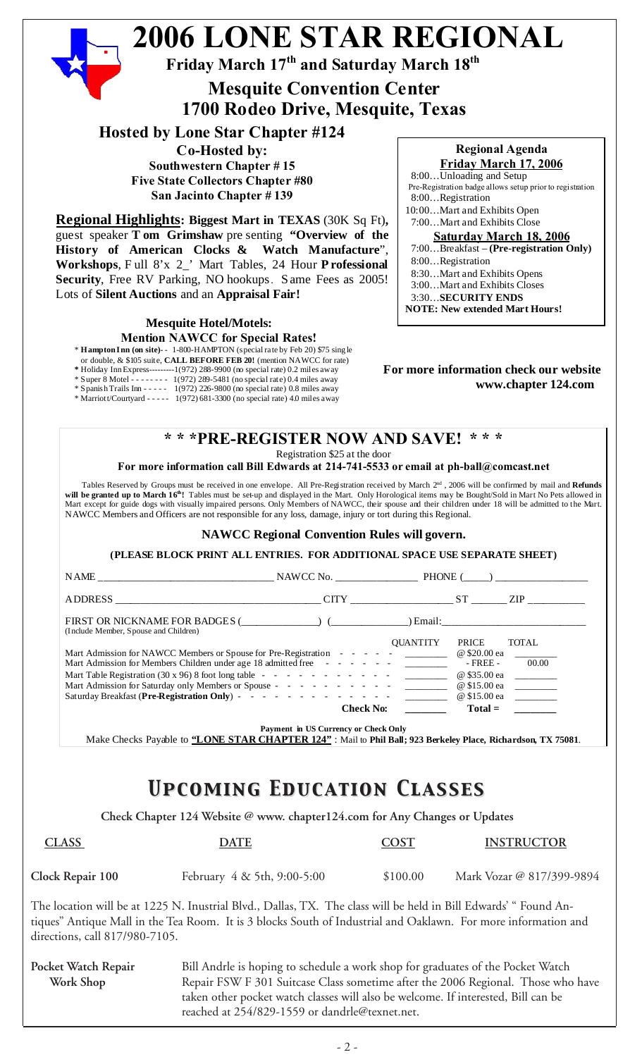# 2006 LONE STAR REGIONAL

**Friday March 17th and Saturday March 18th**

## Mesquite Convention Center
## 1700 Rodeo Drive, Mesquite, Texas

### Hosted by Lone Star Chapter #124

**Co-Hosted by:**
**Southwestern Chapter # 15**
**Five State Collectors Chapter #80**
**San Jacinto Chapter # 139**

**Regional Highlights: Biggest Mart in TEXAS** (30K Sq Ft)**,** guest speaker **Tom Grimshaw** presenting **"Overview of the History of American Clocks & Watch Manufacture"**, **Workshops**, Full 8'x 2_' Mart Tables, 24 Hour **Professional Security**, Free RV Parking, NO hookups. Same Fees as 2005! Lots of **Silent Auctions** and an **Appraisal Fair!**

**Mesquite Hotel/Motels:**
**Mention NAWCC for Special Rates!**

- \* **Hampton Inn (on site)**- - 1-800-HAMPTON (special rate by Feb 20) $75 single or double, & $105 suite, **CALL BEFORE FEB 20!** (mention NAWCC for rate)
- \* Holiday Inn Express---------1(972) 288-9900 (no special rate) 0.2 miles away
- \* Super 8 Motel - - - - - - - - 1(972) 289-5481 (no special rate) 0.4 miles away
- \* Spanish Trails Inn - - - - - 1(972) 226-9800 (no special rate) 0.8 miles away
- \* Marriott/Courtyard - - - - - 1(972) 681-3300 (no special rate) 4.0 miles away

**Regional Agenda**

**Friday March 17, 2006**

8:00…Unloading and Setup
Pre-Registration badge allows setup prior to registration
8:00…Registration
10:00…Mart and Exhibits Open
7:00…Mart and Exhibits Close

**Saturday March 18, 2006**

7:00…Breakfast – **(Pre-registration Only)**
8:00…Registration
8:30…Mart and Exhibits Opens
3:00…Mart and Exhibits Closes
3:30…**SECURITY ENDS**
**NOTE: New extended Mart Hours!**

**For more information check our website www.chapter 124.com**

## * * *PRE-REGISTER NOW AND SAVE! * * *

Registration $25 at the door

**For more information call Bill Edwards at 214-741-5533 or email at ph-ball@comcast.net**

Tables Reserved by Groups must be received in one envelope. All Pre-Registration received by March 2nd, 2006 will be confirmed by mail and **Refunds will be granted up to March 16th!** Tables must be set-up and displayed in the Mart. Only Horological items may be Bought/Sold in Mart No Pets allowed in Mart except for guide dogs with visually impaired persons. Only Members of NAWCC, their spouse and their children under 18 will be admitted to the Mart. NAWCC Members and Officers are not responsible for any loss, damage, injury or tort during this Regional.

**NAWCC Regional Convention Rules will govern.**

**(PLEASE BLOCK PRINT ALL ENTRIES. FOR ADDITIONAL SPACE USE SEPARATE SHEET)**

NAME ______________________ NAWCC No. ____________ PHONE (____) ______________

ADDRESS ____________________________ CITY ______________ ST _____ ZIP ________

FIRST OR NICKNAME FOR BADGES (____________) (____________) Email:______________________
(Include Member, Spouse and Children)

| | QUANTITY | PRICE | TOTAL |
|---|---|---|---|
| Mart Admission for NAWCC Members or Spouse for Pre-Registration | ________ | @ $20.00 ea | ________ |
| Mart Admission for Members Children under age 18 admitted free | ________ | - FREE - | 00.00 |
| Mart Table Registration (30 x 96) 8 foot long table | ________ | @ $35.00 ea | ________ |
| Mart Admission for Saturday only Members or Spouse | ________ | @ $15.00 ea | ________ |
| Saturday Breakfast (**Pre-Registration Only**) | ________ | @ $15.00 ea | ________ |
| **Check No:** | ________ | **Total =** | ________ |

**Payment in US Currency or Check Only**

Make Checks Payable to **"LONE STAR CHAPTER 124"** : Mail to **Phil Ball; 923 Berkeley Place, Richardson, TX 75081**.

# *Upcoming Education Classes*

**Check Chapter 124 Website @ www. chapter124.com for Any Changes or Updates**

| CLASS | DATE | COST | INSTRUCTOR |
|---|---|---|---|
| **Clock Repair 100** | February 4 & 5th, 9:00-5:00 | $100.00 | Mark Vozar @ 817/399-9894 |

The location will be at 1225 N. Inustrial Blvd., Dallas, TX. The class will be held in Bill Edwards' " Found Antiques" Antique Mall in the Tea Room. It is 3 blocks South of Industrial and Oaklawn. For more information and directions, call 817/980-7105.

**Pocket Watch Repair Work Shop**

Bill Andrle is hoping to schedule a work shop for graduates of the Pocket Watch Repair FSW F 301 Suitcase Class sometime after the 2006 Regional. Those who have taken other pocket watch classes will also be welcome. If interested, Bill can be reached at 254/829-1559 or dandrle@texnet.net.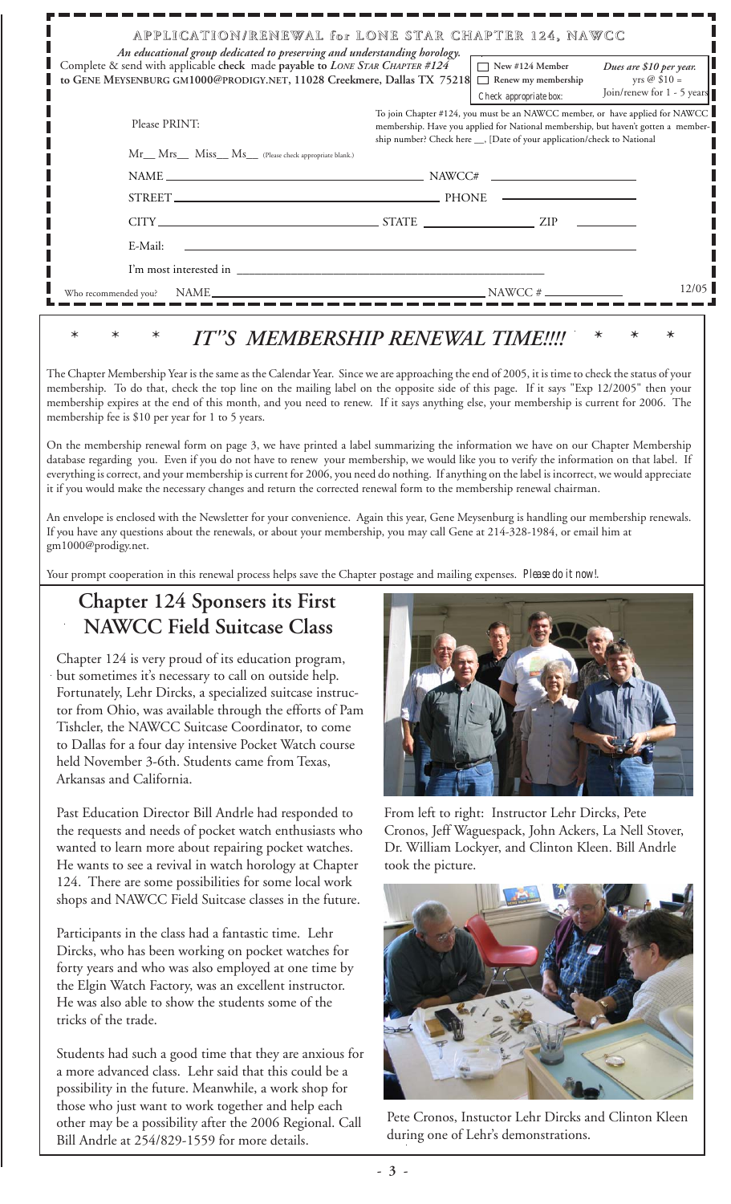# APPLICATION/RENEWAL for LONE STAR CHAPTER 124, NAWCC

*An educational group dedicated to preserving and understanding horology.*

Complete & send with applicable **check** made **payable to** *LONE STAR CHAPTER #124* **to GENE MEYSENBURG GM1000@PRODIGY.NET, 11028 Creekmere, Dallas TX 75218**

☐ New #124 Member
☐ Renew my membership
Check appropriate box:

*Dues are $10 per year.* yrs @ $10 = Join/renew for 1 - 5 years

Please PRINT:

To join Chapter #124, you must be an NAWCC member, or have applied for NAWCC membership. Have you applied for National membership, but haven't gotten a membership number? Check here __, [Date of your application/check to National

Mr__ Mrs__ Miss__ Ms__ (Please check appropriate blank.)

NAME ______________________ NAWCC# ______________

STREET ______________________ PHONE ______________

CITY ______________ STATE ______________ ZIP ______

E-Mail: ______________________

I'm most interested in ______________________

Who recommended you? NAME ______________________ NAWCC # ______________ 12/05

## * * * *IT"S MEMBERSHIP RENEWAL TIME!!!!* * * *

The Chapter Membership Year is the same as the Calendar Year. Since we are approaching the end of 2005, it is time to check the status of your membership. To do that, check the top line on the mailing label on the opposite side of this page. If it says "Exp 12/2005" then your membership expires at the end of this month, and you need to renew. If it says anything else, your membership is current for 2006. The membership fee is $10 per year for 1 to 5 years.

On the membership renewal form on page 3, we have printed a label summarizing the information we have on our Chapter Membership database regarding you. Even if you do not have to renew your membership, we would like you to verify the information on that label. If everything is correct, and your membership is current for 2006, you need do nothing. If anything on the label is incorrect, we would appreciate it if you would make the necessary changes and return the corrected renewal form to the membership renewal chairman.

An envelope is enclosed with the Newsletter for your convenience. Again this year, Gene Meysenburg is handling our membership renewals. If you have any questions about the renewals, or about your membership, you may call Gene at 214-328-1984, or email him at gm1000@prodigy.net.

Your prompt cooperation in this renewal process helps save the Chapter postage and mailing expenses. *Please do it now!.*

## Chapter 124 Sponsers its First NAWCC Field Suitcase Class

Chapter 124 is very proud of its education program, but sometimes it's necessary to call on outside help. Fortunately, Lehr Dircks, a specialized suitcase instructor from Ohio, was available through the efforts of Pam Tishcler, the NAWCC Suitcase Coordinator, to come to Dallas for a four day intensive Pocket Watch course held November 3-6th. Students came from Texas, Arkansas and California.

Past Education Director Bill Andrle had responded to the requests and needs of pocket watch enthusiasts who wanted to learn more about repairing pocket watches. He wants to see a revival in watch horology at Chapter 124. There are some possibilities for some local work shops and NAWCC Field Suitcase classes in the future.

Participants in the class had a fantastic time. Lehr Dircks, who has been working on pocket watches for forty years and who was also employed at one time by the Elgin Watch Factory, was an excellent instructor. He was also able to show the students some of the tricks of the trade.

Students had such a good time that they are anxious for a more advanced class. Lehr said that this could be a possibility in the future. Meanwhile, a work shop for those who just want to work together and help each other may be a possibility after the 2006 Regional. Call Bill Andrle at 254/829-1559 for more details.

From left to right: Instructor Lehr Dircks, Pete Cronos, Jeff Waguespack, John Ackers, La Nell Stover, Dr. William Lockyer, and Clinton Kleen. Bill Andrle took the picture.

Pete Cronos, Instuctor Lehr Dircks and Clinton Kleen during one of Lehr's demonstrations.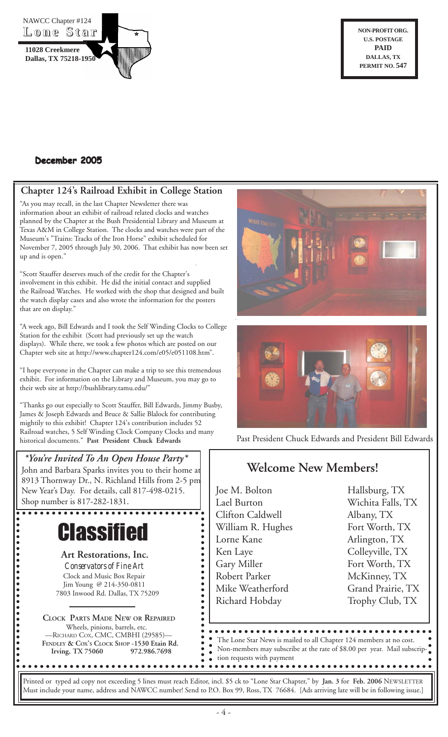NAWCC Chapter #124

**Lone Star**

**11028 Creekmere**
**Dallas, TX 75218-1950**

**NON-PROFIT ORG.**
**U.S. POSTAGE**
**PAID**
**DALLAS, TX**
**PERMIT NO. 547**

**December 2005**

## Chapter 124's Railroad Exhibit in College Station

"As you may recall, in the last Chapter Newsletter there was information about an exhibit of railroad related clocks and watches planned by the Chapter at the Bush Presidential Library and Museum at Texas A&M in College Station. The clocks and watches were part of the Museum's "Trains: Tracks of the Iron Horse" exhibit scheduled for November 7, 2005 through July 30, 2006. That exhibit has now been set up and is open."

"Scott Stauffer deserves much of the credit for the Chapter's involvement in this exhibit. He did the initial contact and supplied the Railroad Watches. He worked with the shop that designed and built the watch display cases and also wrote the information for the posters that are on display."

"A week ago, Bill Edwards and I took the Self Winding Clocks to College Station for the exhibit (Scott had previously set up the watch displays). While there, we took a few photos which are posted on our Chapter web site at http://www.chapter124.com/e05/e051108.htm".

"I hope everyone in the Chapter can make a trip to see this tremendous exhibit. For information on the Library and Museum, you may go to their web site at http://bushlibrary.tamu.edu/"

"Thanks go out especially to Scott Stauffer, Bill Edwards, Jimmy Busby, James & Joseph Edwards and Bruce & Sallie Blalock for contributing mightily to this exhibit! Chapter 124's contribution includes 52 Railroad watches, 5 Self Winding Clock Company Clocks and many historical documents." **Past President Chuck Edwards**

Past President Chuck Edwards and President Bill Edwards

### *\*You're Invited To An Open House Party\**

John and Barbara Sparks invites you to their home at 8913 Thornway Dr., N. Richland Hills from 2-5 pm New Year's Day. For details, call 817-498-0215. Shop number is 817-282-1831.

## Welcome New Members!

| | |
|---|---|
| Joe M. Bolton | Hallsburg, TX |
| Lael Burton | Wichita Falls, TX |
| Clifton Caldwell | Albany, TX |
| William R. Hughes | Fort Worth, TX |
| Lorne Kane | Arlington, TX |
| Ken Laye | Colleyville, TX |
| Gary Miller | Fort Worth, TX |
| Robert Parker | McKinney, TX |
| Mike Weatherford | Grand Prairie, TX |
| Richard Hobday | Trophy Club, TX |

## Classified

**Art Restorations, Inc.**
*Conservators of Fine Art*
Clock and Music Box Repair
Jim Young @ 214-350-0811
7803 Inwood Rd. Dallas, TX 75209

**CLOCK PARTS MADE NEW OR REPAIRED**
Wheels, pinions, barrels, etc.
—RICHARD COX, CMC, CMBHI (29585)—
**FENDLEY & COX'S CLOCK SHOP -1530 Etain Rd.**
**Irving, TX 75060 972.986.7698**

The Lone Star News is mailed to all Chapter 124 members at no cost. Non-members may subscribe at the rate of $8.00 per year. Mail subscription requests with payment

Printed or typed ad copy not exceeding 5 lines must reach Editor, incl. $5 ck to "Lone Star Chapter," by **Jan. 3** for **Feb. 2006** NEWSLETTER Must include your name, address and NAWCC number! Send to P.O. Box 99, Ross, TX 76684. [Ads arriving late will be in following issue.]